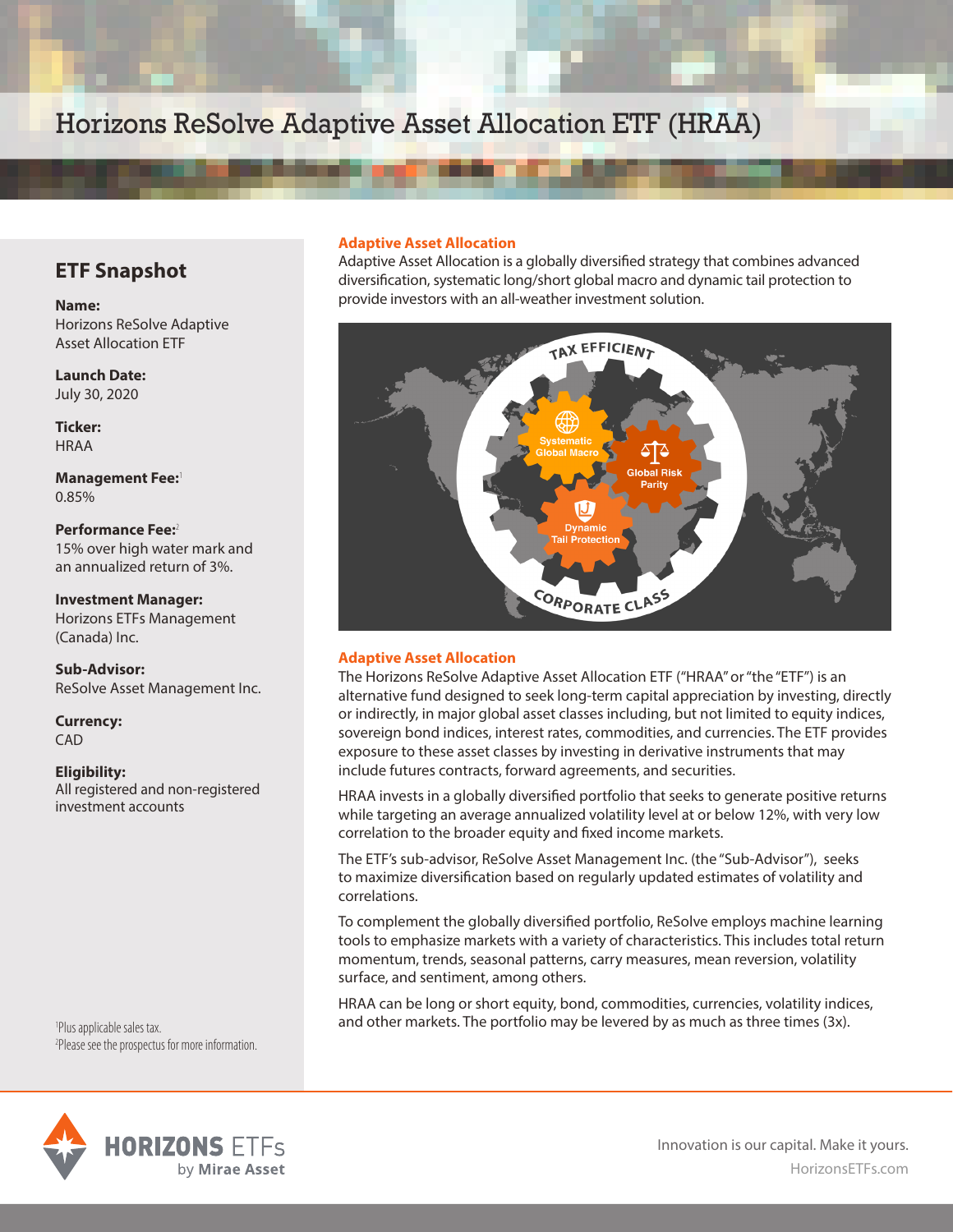# Horizons ReSolve Adaptive Asset Allocation ETF (HRAA)

## ETF Snapshot

**Name:**
Horizons ReSolve Adaptive Asset Allocation ETF

**Launch Date:**
July 30, 2020

**Ticker:**
HRAA

**Management Fee:**[1]
0.85%

**Performance Fee:**[2]
15% over high water mark and an annualized return of 3%.

**Investment Manager:**
Horizons ETFs Management (Canada) Inc.

**Sub-Advisor:**
ReSolve Asset Management Inc.

**Currency:**
CAD

**Eligibility:**
All registered and non-registered investment accounts

[1]Plus applicable sales tax.
[2]Please see the prospectus for more information.

### Adaptive Asset Allocation

Adaptive Asset Allocation is a globally diversified strategy that combines advanced diversification, systematic long/short global macro and dynamic tail protection to provide investors with an all-weather investment solution.

TAX EFFICIENT

Systematic Global Macro

Global Risk Parity

Dynamic Tail Protection

CORPORATE CLASS

### Adaptive Asset Allocation

The Horizons ReSolve Adaptive Asset Allocation ETF ("HRAA" or "the "ETF") is an alternative fund designed to seek long-term capital appreciation by investing, directly or indirectly, in major global asset classes including, but not limited to equity indices, sovereign bond indices, interest rates, commodities, and currencies. The ETF provides exposure to these asset classes by investing in derivative instruments that may include futures contracts, forward agreements, and securities.

HRAA invests in a globally diversified portfolio that seeks to generate positive returns while targeting an average annualized volatility level at or below 12%, with very low correlation to the broader equity and fixed income markets.

The ETF's sub-advisor, ReSolve Asset Management Inc. (the "Sub-Advisor"), seeks to maximize diversification based on regularly updated estimates of volatility and correlations.

To complement the globally diversified portfolio, ReSolve employs machine learning tools to emphasize markets with a variety of characteristics. This includes total return momentum, trends, seasonal patterns, carry measures, mean reversion, volatility surface, and sentiment, among others.

HRAA can be long or short equity, bond, commodities, currencies, volatility indices, and other markets. The portfolio may be levered by as much as three times (3x).

HORIZONS ETFs by Mirae Asset

Innovation is our capital. Make it yours.
HorizonsETFs.com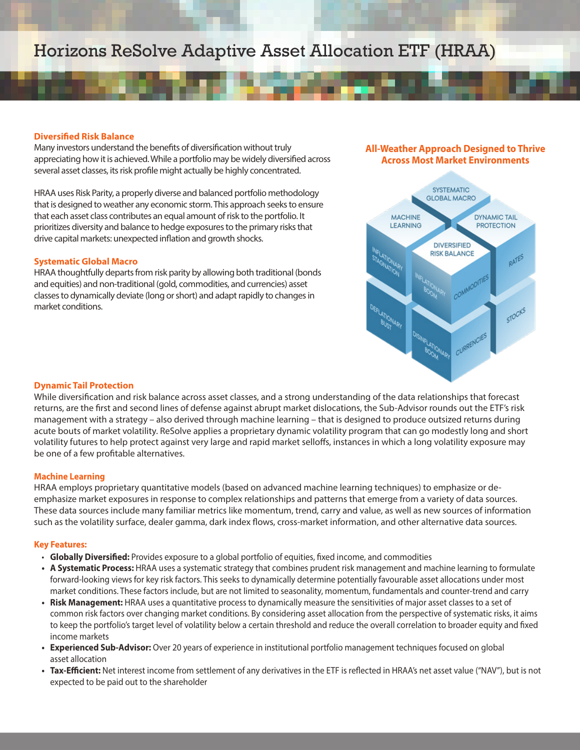# Horizons ReSolve Adaptive Asset Allocation ETF (HRAA)

### Diversified Risk Balance

Many investors understand the benefits of diversification without truly appreciating how it is achieved. While a portfolio may be widely diversified across several asset classes, its risk profile might actually be highly concentrated.

HRAA uses Risk Parity, a properly diverse and balanced portfolio methodology that is designed to weather any economic storm. This approach seeks to ensure that each asset class contributes an equal amount of risk to the portfolio. It prioritizes diversity and balance to hedge exposures to the primary risks that drive capital markets: unexpected inflation and growth shocks.

### Systematic Global Macro

HRAA thoughtfully departs from risk parity by allowing both traditional (bonds and equities) and non-traditional (gold, commodities, and currencies) asset classes to dynamically deviate (long or short) and adapt rapidly to changes in market conditions.

### All-Weather Approach Designed to Thrive Across Most Market Environments

SYSTEMATIC GLOBAL MACRO
MACHINE LEARNING
DYNAMIC TAIL PROTECTION
DIVERSIFIED RISK BALANCE
INFLATIONARY STAGNATION
INFLATIONARY BOOM
COMMODITIES
RATES
DEFLATIONARY BUST
DISINFLATIONARY BOOM
CURRENCIES
STOCKS

### Dynamic Tail Protection

While diversification and risk balance across asset classes, and a strong understanding of the data relationships that forecast returns, are the first and second lines of defense against abrupt market dislocations, the Sub-Advisor rounds out the ETF's risk management with a strategy – also derived through machine learning – that is designed to produce outsized returns during acute bouts of market volatility. ReSolve applies a proprietary dynamic volatility program that can go modestly long and short volatility futures to help protect against very large and rapid market selloffs, instances in which a long volatility exposure may be one of a few profitable alternatives.

### Machine Learning

HRAA employs proprietary quantitative models (based on advanced machine learning techniques) to emphasize or de-emphasize market exposures in response to complex relationships and patterns that emerge from a variety of data sources. These data sources include many familiar metrics like momentum, trend, carry and value, as well as new sources of information such as the volatility surface, dealer gamma, dark index flows, cross-market information, and other alternative data sources.

### Key Features:

- **Globally Diversified:** Provides exposure to a global portfolio of equities, fixed income, and commodities
- **A Systematic Process:** HRAA uses a systematic strategy that combines prudent risk management and machine learning to formulate forward-looking views for key risk factors. This seeks to dynamically determine potentially favourable asset allocations under most market conditions. These factors include, but are not limited to seasonality, momentum, fundamentals and counter-trend and carry
- **Risk Management:** HRAA uses a quantitative process to dynamically measure the sensitivities of major asset classes to a set of common risk factors over changing market conditions. By considering asset allocation from the perspective of systematic risks, it aims to keep the portfolio's target level of volatility below a certain threshold and reduce the overall correlation to broader equity and fixed income markets
- **Experienced Sub-Advisor:** Over 20 years of experience in institutional portfolio management techniques focused on global asset allocation
- **Tax-Efficient:** Net interest income from settlement of any derivatives in the ETF is reflected in HRAA's net asset value ("NAV"), but is not expected to be paid out to the shareholder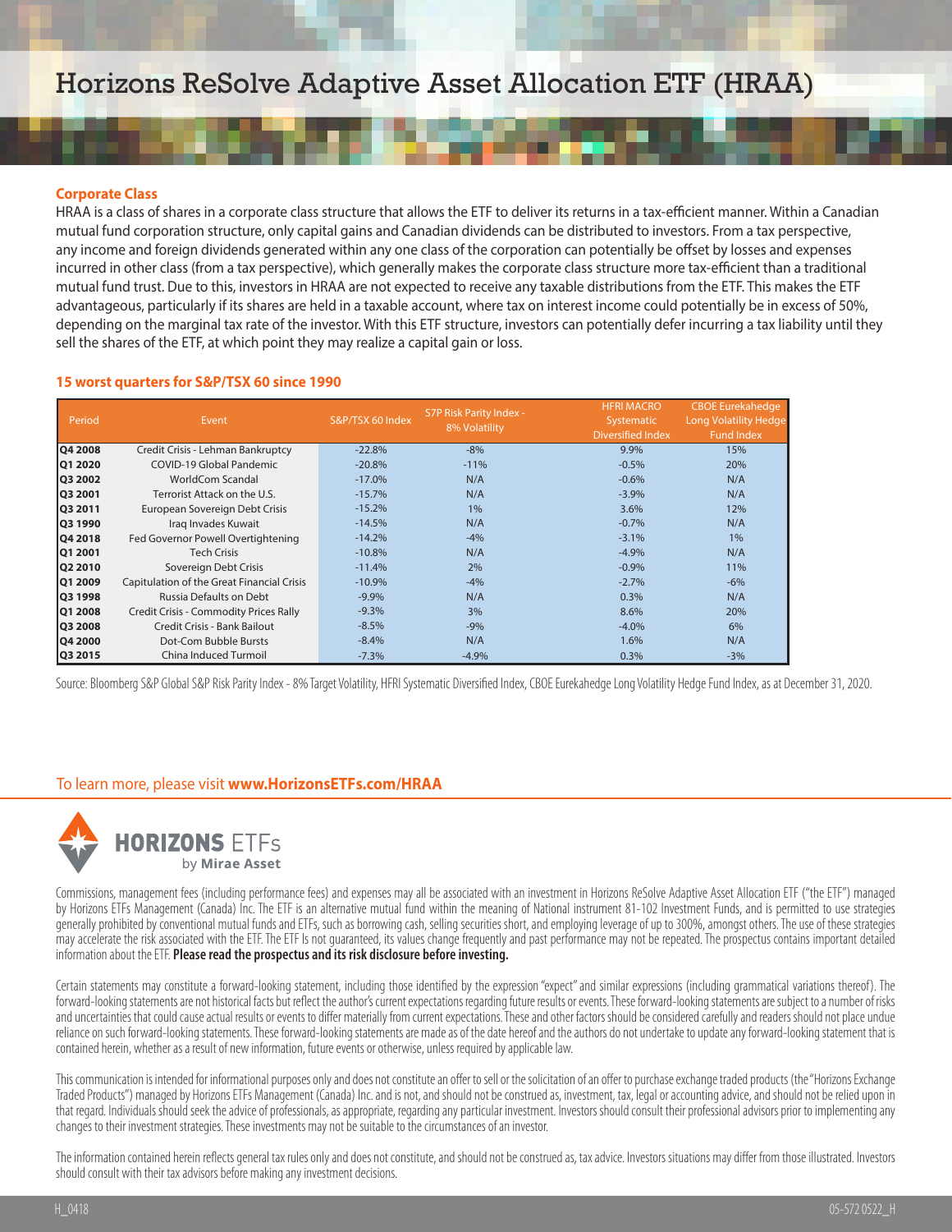# Horizons ReSolve Adaptive Asset Allocation ETF (HRAA)

### Corporate Class

HRAA is a class of shares in a corporate class structure that allows the ETF to deliver its returns in a tax-efficient manner. Within a Canadian mutual fund corporation structure, only capital gains and Canadian dividends can be distributed to investors. From a tax perspective, any income and foreign dividends generated within any one class of the corporation can potentially be offset by losses and expenses incurred in other class (from a tax perspective), which generally makes the corporate class structure more tax-efficient than a traditional mutual fund trust. Due to this, investors in HRAA are not expected to receive any taxable distributions from the ETF. This makes the ETF advantageous, particularly if its shares are held in a taxable account, where tax on interest income could potentially be in excess of 50%, depending on the marginal tax rate of the investor. With this ETF structure, investors can potentially defer incurring a tax liability until they sell the shares of the ETF, at which point they may realize a capital gain or loss.

### 15 worst quarters for S&P/TSX 60 since 1990

| Period | Event | S&P/TSX 60 Index | S7P Risk Parity Index - 8% Volatility | HFRI MACRO Systematic Diversified Index | CBOE Eurekahedge Long Volatility Hedge Fund Index |
|---|---|---|---|---|---|
| Q4 2008 | Credit Crisis - Lehman Bankruptcy | -22.8% | -8% | 9.9% | 15% |
| Q1 2020 | COVID-19 Global Pandemic | -20.8% | -11% | -0.5% | 20% |
| Q3 2002 | WorldCom Scandal | -17.0% | N/A | -0.6% | N/A |
| Q3 2001 | Terrorist Attack on the U.S. | -15.7% | N/A | -3.9% | N/A |
| Q3 2011 | European Sovereign Debt Crisis | -15.2% | 1% | 3.6% | 12% |
| Q3 1990 | Iraq Invades Kuwait | -14.5% | N/A | -0.7% | N/A |
| Q4 2018 | Fed Governor Powell Overtightening | -14.2% | -4% | -3.1% | 1% |
| Q1 2001 | Tech Crisis | -10.8% | N/A | -4.9% | N/A |
| Q2 2010 | Sovereign Debt Crisis | -11.4% | 2% | -0.9% | 11% |
| Q1 2009 | Capitulation of the Great Financial Crisis | -10.9% | -4% | -2.7% | -6% |
| Q3 1998 | Russia Defaults on Debt | -9.9% | N/A | 0.3% | N/A |
| Q1 2008 | Credit Crisis - Commodity Prices Rally | -9.3% | 3% | 8.6% | 20% |
| Q3 2008 | Credit Crisis - Bank Bailout | -8.5% | -9% | -4.0% | 6% |
| Q4 2000 | Dot-Com Bubble Bursts | -8.4% | N/A | 1.6% | N/A |
| Q3 2015 | China Induced Turmoil | -7.3% | -4.9% | 0.3% | -3% |

Source: Bloomberg S&P Global S&P Risk Parity Index - 8% Target Volatility, HFRI Systematic Diversified Index, CBOE Eurekahedge Long Volatility Hedge Fund Index, as at December 31, 2020.

To learn more, please visit **www.HorizonsETFs.com/HRAA**

**HORIZONS** ETFs by **Mirae Asset**

Commissions, management fees (including performance fees) and expenses may all be associated with an investment in Horizons ReSolve Adaptive Asset Allocation ETF ("the ETF") managed by Horizons ETFs Management (Canada) Inc. The ETF is an alternative mutual fund within the meaning of National instrument 81-102 Investment Funds, and is permitted to use strategies generally prohibited by conventional mutual funds and ETFs, such as borrowing cash, selling securities short, and employing leverage of up to 300%, amongst others. The use of these strategies may accelerate the risk associated with the ETF. The ETF Is not guaranteed, its values change frequently and past performance may not be repeated. The prospectus contains important detailed information about the ETF. **Please read the prospectus and its risk disclosure before investing.**

Certain statements may constitute a forward-looking statement, including those identified by the expression "expect" and similar expressions (including grammatical variations thereof). The forward-looking statements are not historical facts but reflect the author's current expectations regarding future results or events. These forward-looking statements are subject to a number of risks and uncertainties that could cause actual results or events to differ materially from current expectations. These and other factors should be considered carefully and readers should not place undue reliance on such forward-looking statements. These forward-looking statements are made as of the date hereof and the authors do not undertake to update any forward-looking statement that is contained herein, whether as a result of new information, future events or otherwise, unless required by applicable law.

This communication is intended for informational purposes only and does not constitute an offer to sell or the solicitation of an offer to purchase exchange traded products (the "Horizons Exchange Traded Products") managed by Horizons ETFs Management (Canada) Inc. and is not, and should not be construed as, investment, tax, legal or accounting advice, and should not be relied upon in that regard. Individuals should seek the advice of professionals, as appropriate, regarding any particular investment. Investors should consult their professional advisors prior to implementing any changes to their investment strategies. These investments may not be suitable to the circumstances of an investor.

The information contained herein reflects general tax rules only and does not constitute, and should not be construed as, tax advice. Investors situations may differ from those illustrated. Investors should consult with their tax advisors before making any investment decisions.

H_0418

05-572 0522_H